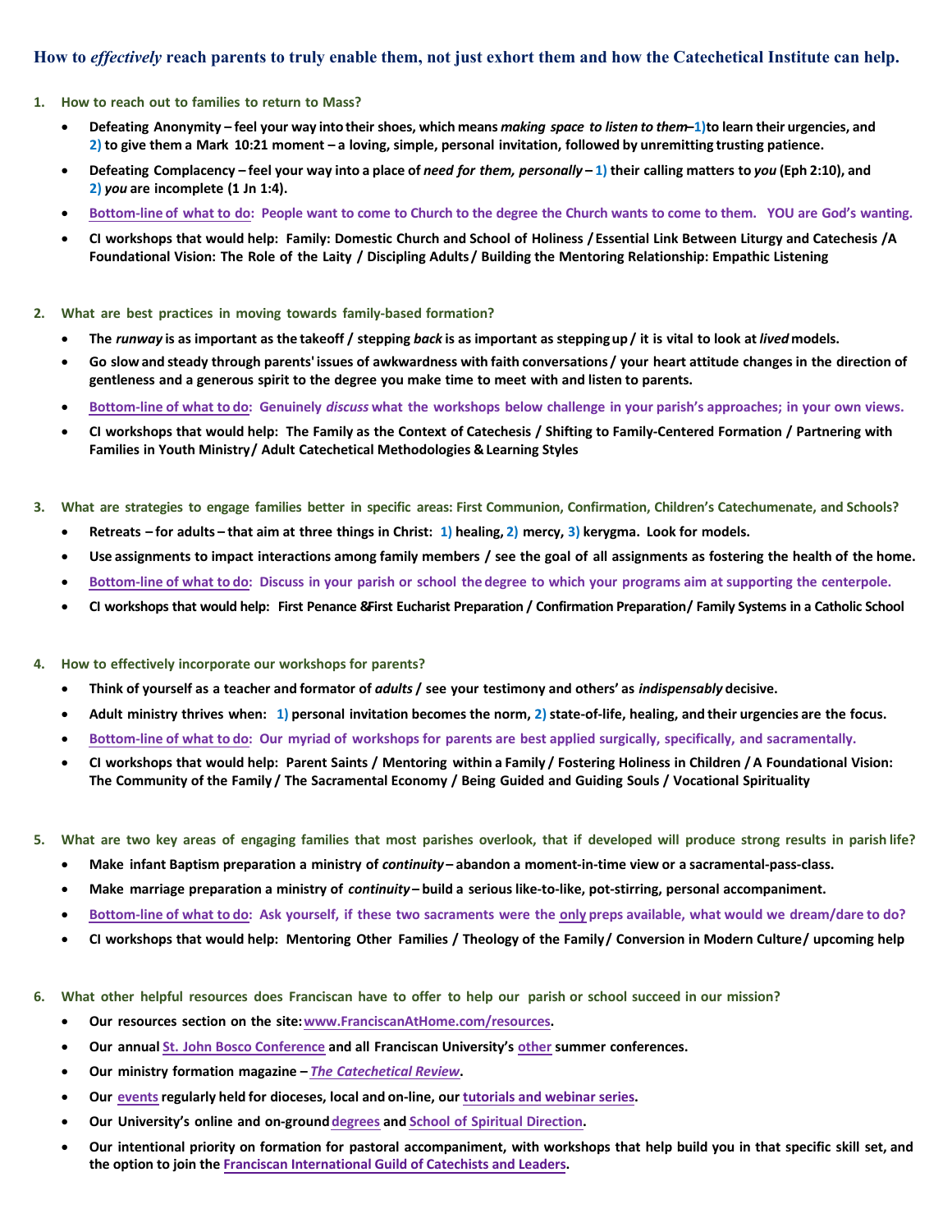# How to *effectively* reach parents to truly enable them, not just exhort them and how the Catechetical Institute can help.

1. **How to reach out to families to return to Mass?**
   - **Defeating Anonymity – feel your way into their shoes, which means *making space to listen to them* – 1) to learn their urgencies, and 2) to give them a Mark 10:21 moment – a loving, simple, personal invitation, followed by unremitting trusting patience.**
   - **Defeating Complacency – feel your way into a place of *need for them, personally* – 1) their calling matters to *you* (Eph 2:10), and 2) *you* are incomplete (1 Jn 1:4).**
   - **Bottom-line of what to do: People want to come to Church to the degree the Church wants to come to them. YOU are God's wanting.**
   - **CI workshops that would help: Family: Domestic Church and School of Holiness / Essential Link Between Liturgy and Catechesis / A Foundational Vision: The Role of the Laity / Discipling Adults / Building the Mentoring Relationship: Empathic Listening**

2. **What are best practices in moving towards family-based formation?**
   - **The *runway* is as important as the takeoff / stepping *back* is as important as stepping up / it is vital to look at *lived* models.**
   - **Go slow and steady through parents' issues of awkwardness with faith conversations / your heart attitude changes in the direction of gentleness and a generous spirit to the degree you make time to meet with and listen to parents.**
   - **Bottom-line of what to do: Genuinely *discuss* what the workshops below challenge in your parish's approaches; in your own views.**
   - **CI workshops that would help: The Family as the Context of Catechesis / Shifting to Family-Centered Formation / Partnering with Families in Youth Ministry / Adult Catechetical Methodologies & Learning Styles**

3. **What are strategies to engage families better in specific areas: First Communion, Confirmation, Children's Catechumenate, and Schools?**
   - **Retreats – for adults – that aim at three things in Christ: 1) healing, 2) mercy, 3) kerygma. Look for models.**
   - **Use assignments to impact interactions among family members / see the goal of all assignments as fostering the health of the home.**
   - **Bottom-line of what to do: Discuss in your parish or school the degree to which your programs aim at supporting the centerpole.**
   - **CI workshops that would help: First Penance & First Eucharist Preparation / Confirmation Preparation / Family Systems in a Catholic School**

4. **How to effectively incorporate our workshops for parents?**
   - **Think of yourself as a teacher and formator of *adults* / see your testimony and others' as *indispensably* decisive.**
   - **Adult ministry thrives when: 1) personal invitation becomes the norm, 2) state-of-life, healing, and their urgencies are the focus.**
   - **Bottom-line of what to do: Our myriad of workshops for parents are best applied surgically, specifically, and sacramentally.**
   - **CI workshops that would help: Parent Saints / Mentoring within a Family / Fostering Holiness in Children / A Foundational Vision: The Community of the Family / The Sacramental Economy / Being Guided and Guiding Souls / Vocational Spirituality**

5. **What are two key areas of engaging families that most parishes overlook, that if developed will produce strong results in parish life?**
   - **Make infant Baptism preparation a ministry of *continuity* – abandon a moment-in-time view or a sacramental-pass-class.**
   - **Make marriage preparation a ministry of *continuity* – build a serious like-to-like, pot-stirring, personal accompaniment.**
   - **Bottom-line of what to do: Ask yourself, if these two sacraments were the only preps available, what would we dream/dare to do?**
   - **CI workshops that would help: Mentoring Other Families / Theology of the Family / Conversion in Modern Culture / upcoming help**

6. **What other helpful resources does Franciscan have to offer to help our parish or school succeed in our mission?**
   - **Our resources section on the site: www.FranciscanAtHome.com/resources.**
   - **Our annual St. John Bosco Conference and all Franciscan University's other summer conferences.**
   - **Our ministry formation magazine – *The Catechetical Review*.**
   - **Our events regularly held for dioceses, local and on-line, our tutorials and webinar series.**
   - **Our University's online and on-ground degrees and School of Spiritual Direction.**
   - **Our intentional priority on formation for pastoral accompaniment, with workshops that help build you in that specific skill set, and the option to join the Franciscan International Guild of Catechists and Leaders.**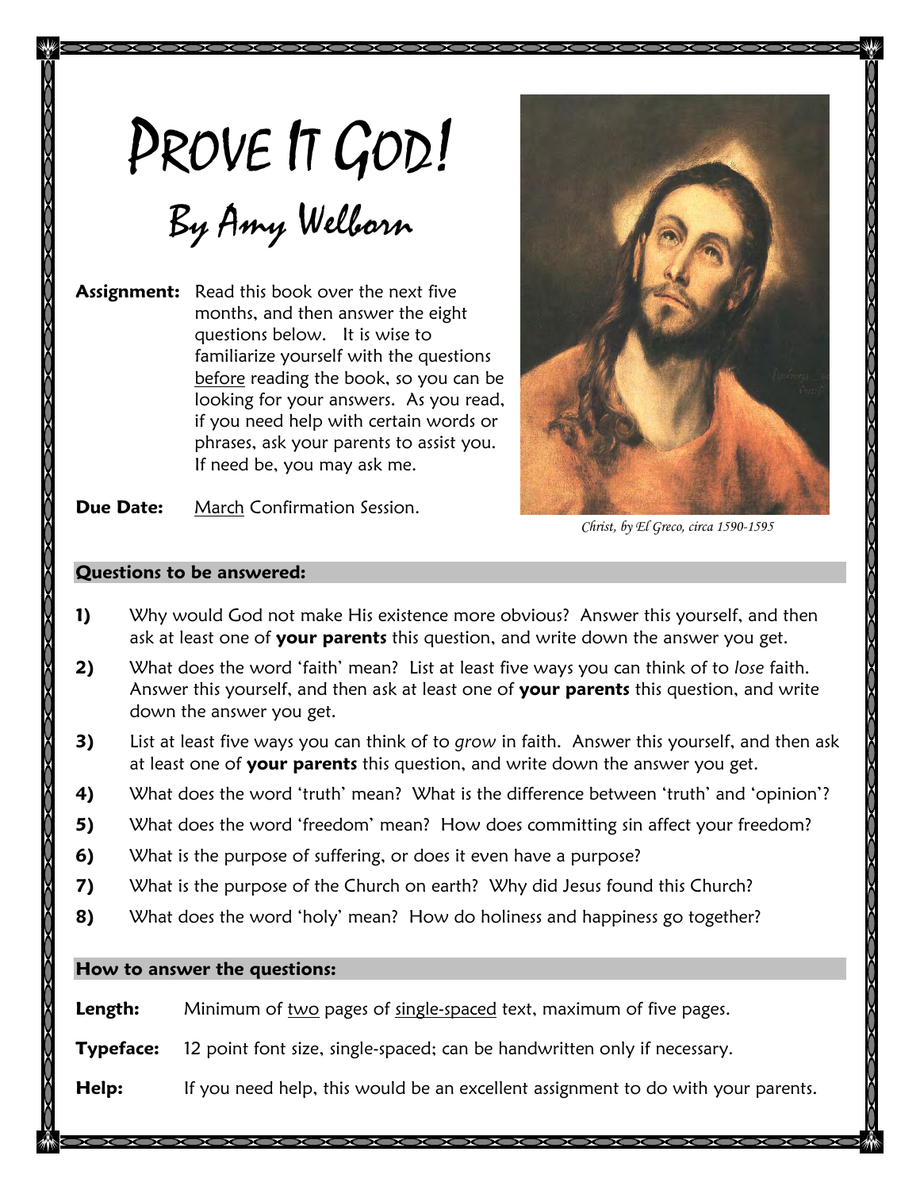# Prove It God!

## By Amy Welborn

**Assignment:** Read this book over the next five months, and then answer the eight questions below. It is wise to familiarize yourself with the questions before reading the book, so you can be looking for your answers. As you read, if you need help with certain words or phrases, ask your parents to assist you. If need be, you may ask me.

**Due Date:** March Confirmation Session.

*Christ, by El Greco, circa 1590-1595*

### Questions to be answered:

1) Why would God not make His existence more obvious? Answer this yourself, and then ask at least one of **your parents** this question, and write down the answer you get.
2) What does the word 'faith' mean? List at least five ways you can think of to *lose* faith. Answer this yourself, and then ask at least one of **your parents** this question, and write down the answer you get.
3) List at least five ways you can think of to *grow* in faith. Answer this yourself, and then ask at least one of **your parents** this question, and write down the answer you get.
4) What does the word 'truth' mean? What is the difference between 'truth' and 'opinion'?
5) What does the word 'freedom' mean? How does committing sin affect your freedom?
6) What is the purpose of suffering, or does it even have a purpose?
7) What is the purpose of the Church on earth? Why did Jesus found this Church?
8) What does the word 'holy' mean? How do holiness and happiness go together?

### How to answer the questions:

**Length:** Minimum of two pages of single-spaced text, maximum of five pages.

**Typeface:** 12 point font size, single-spaced; can be handwritten only if necessary.

**Help:** If you need help, this would be an excellent assignment to do with your parents.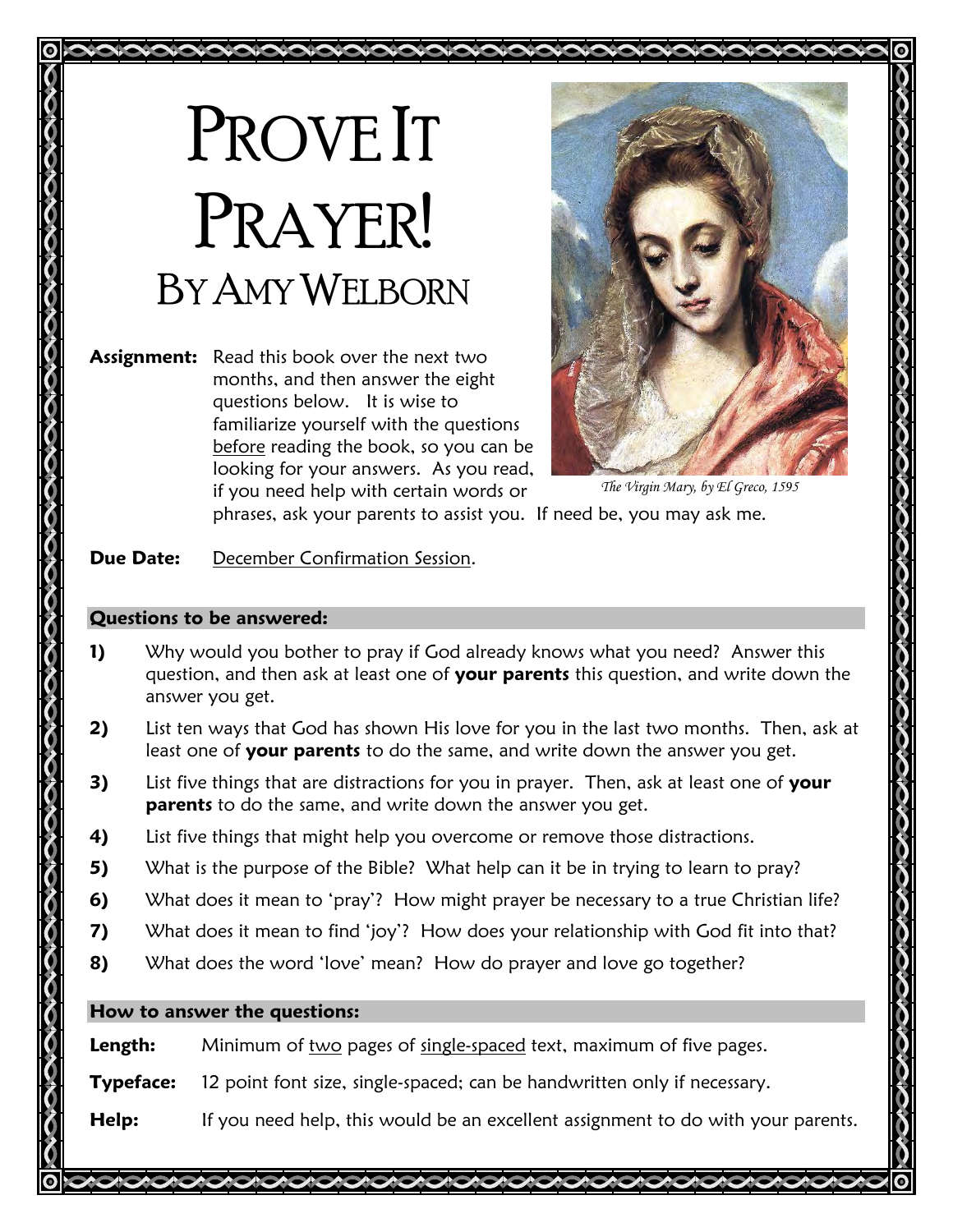# Prove It Prayer!

## By Amy Welborn

*The Virgin Mary, by El Greco, 1595*

**Assignment:** Read this book over the next two months, and then answer the eight questions below. It is wise to familiarize yourself with the questions before reading the book, so you can be looking for your answers. As you read, if you need help with certain words or phrases, ask your parents to assist you. If need be, you may ask me.

**Due Date:** December Confirmation Session.

### Questions to be answered:

**1)** Why would you bother to pray if God already knows what you need? Answer this question, and then ask at least one of **your parents** this question, and write down the answer you get.

**2)** List ten ways that God has shown His love for you in the last two months. Then, ask at least one of **your parents** to do the same, and write down the answer you get.

**3)** List five things that are distractions for you in prayer. Then, ask at least one of **your parents** to do the same, and write down the answer you get.

**4)** List five things that might help you overcome or remove those distractions.

**5)** What is the purpose of the Bible? What help can it be in trying to learn to pray?

**6)** What does it mean to 'pray'? How might prayer be necessary to a true Christian life?

**7)** What does it mean to find 'joy'? How does your relationship with God fit into that?

**8)** What does the word 'love' mean? How do prayer and love go together?

### How to answer the questions:

**Length:** Minimum of two pages of single-spaced text, maximum of five pages.

**Typeface:** 12 point font size, single-spaced; can be handwritten only if necessary.

**Help:** If you need help, this would be an excellent assignment to do with your parents.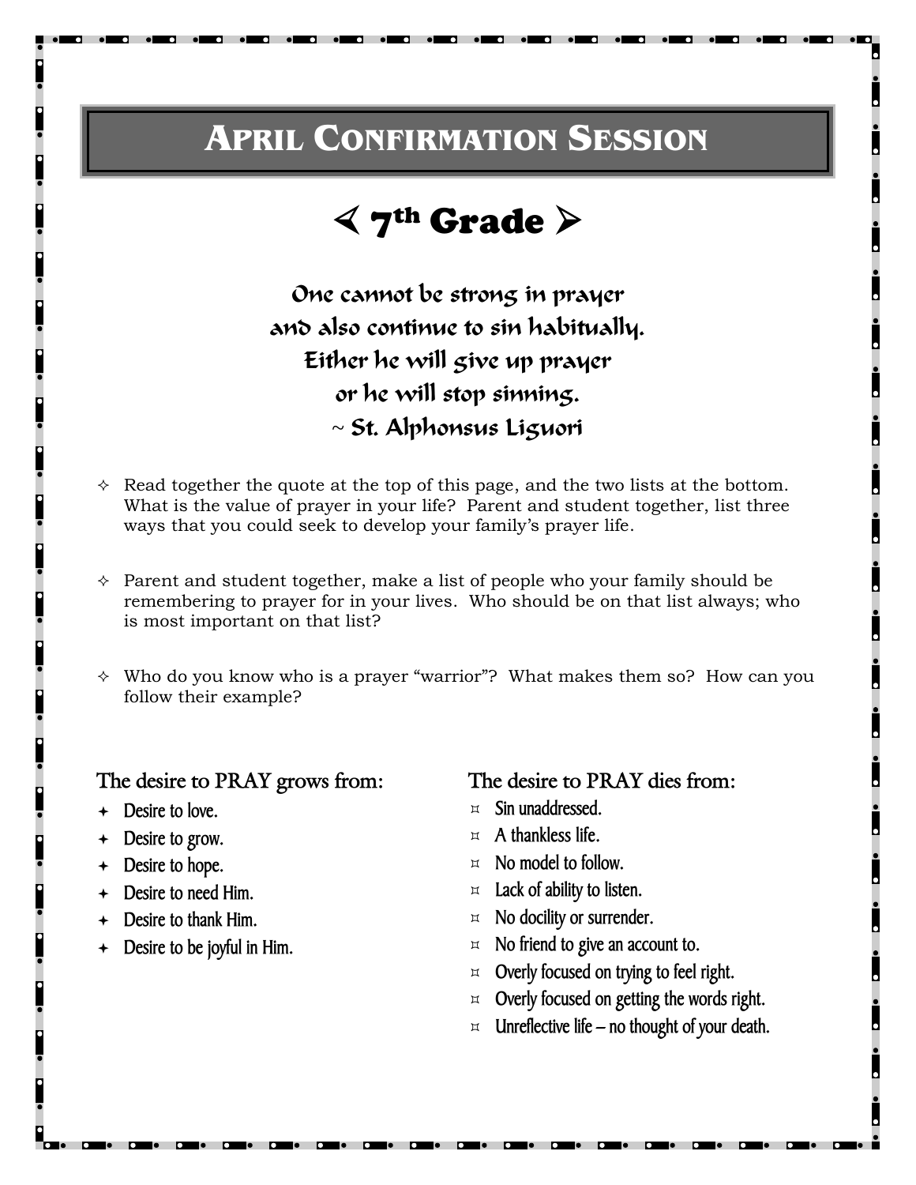# April Confirmation Session

## ≺ 7th Grade ≻

One cannot be strong in prayer
and also continue to sin habitually.
Either he will give up prayer
or he will stop sinning.
~ St. Alphonsus Liguori

- ✧ Read together the quote at the top of this page, and the two lists at the bottom. What is the value of prayer in your life? Parent and student together, list three ways that you could seek to develop your family's prayer life.

- ✧ Parent and student together, make a list of people who your family should be remembering to prayer for in your lives. Who should be on that list always; who is most important on that list?

- ✧ Who do you know who is a prayer "warrior"? What makes them so? How can you follow their example?

### The desire to PRAY grows from:

- Desire to love.
- Desire to grow.
- Desire to hope.
- Desire to need Him.
- Desire to thank Him.
- Desire to be joyful in Him.

### The desire to PRAY dies from:

- Sin unaddressed.
- A thankless life.
- No model to follow.
- Lack of ability to listen.
- No docility or surrender.
- No friend to give an account to.
- Overly focused on trying to feel right.
- Overly focused on getting the words right.
- Unreflective life – no thought of your death.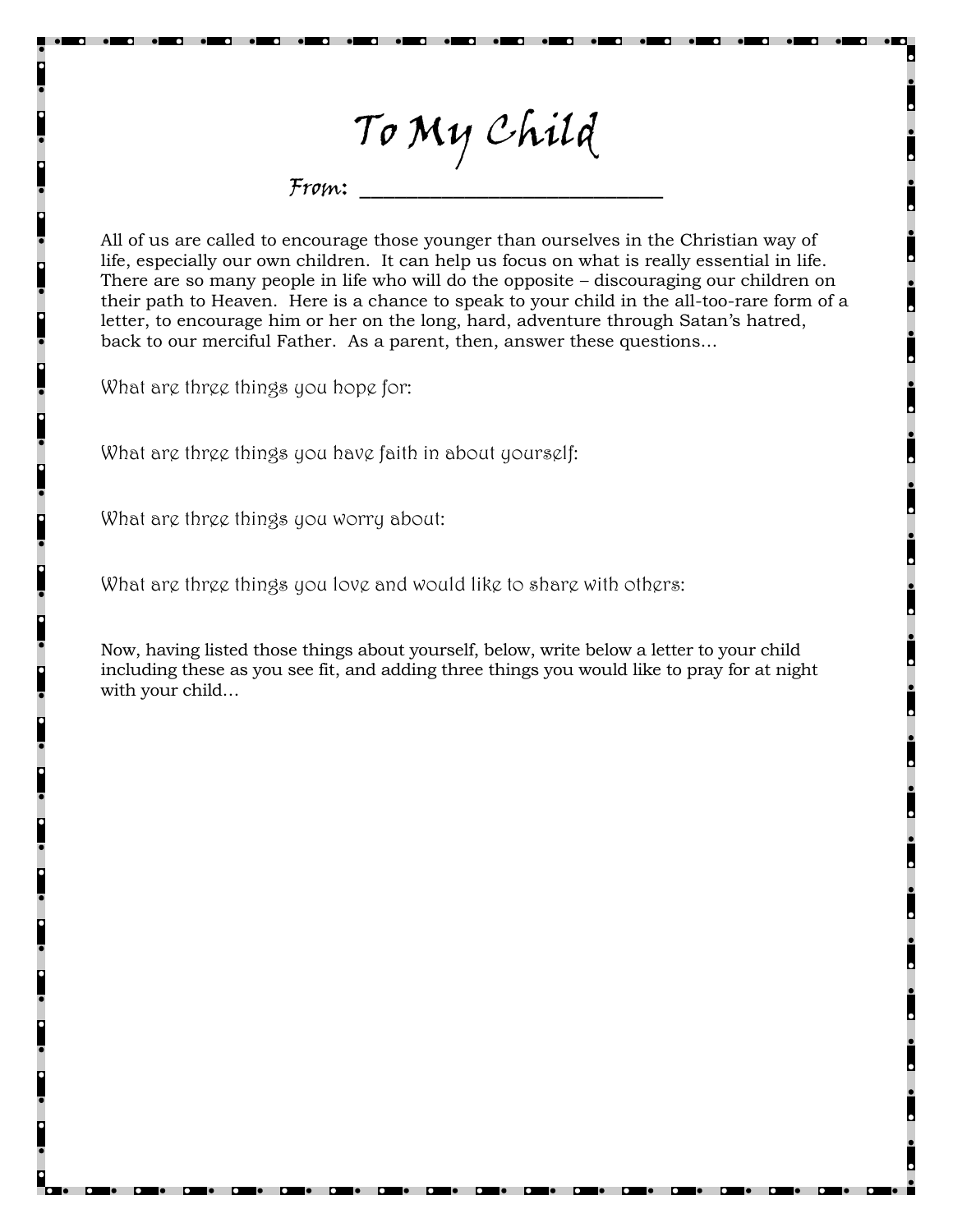# To My Child

From: ___________________________

All of us are called to encourage those younger than ourselves in the Christian way of life, especially our own children. It can help us focus on what is really essential in life. There are so many people in life who will do the opposite – discouraging our children on their path to Heaven. Here is a chance to speak to your child in the all-too-rare form of a letter, to encourage him or her on the long, hard, adventure through Satan's hatred, back to our merciful Father. As a parent, then, answer these questions…

What are three things you hope for:

What are three things you have faith in about yourself:

What are three things you worry about:

What are three things you love and would like to share with others:

Now, having listed those things about yourself, below, write below a letter to your child including these as you see fit, and adding three things you would like to pray for at night with your child…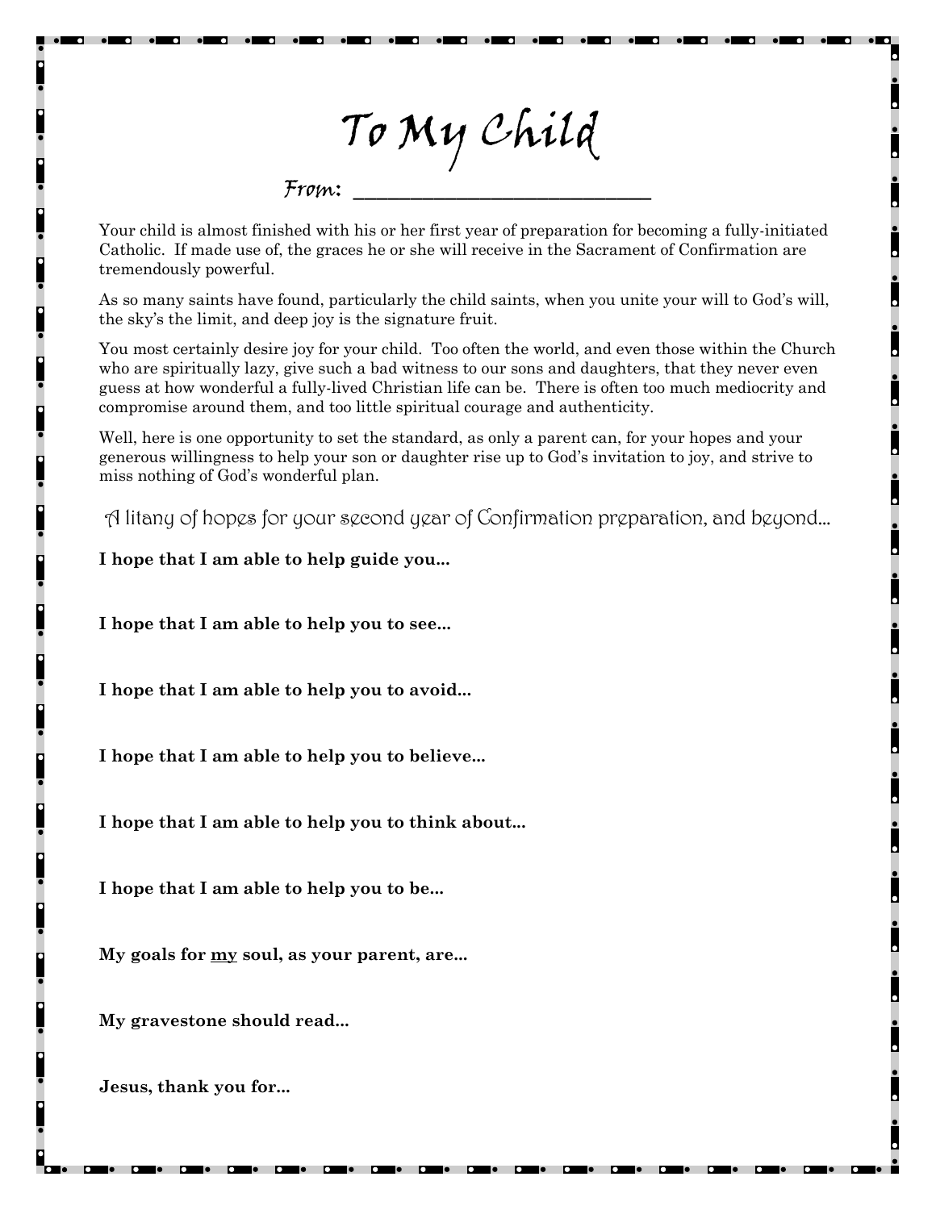# To My Child

From: ____________________________

Your child is almost finished with his or her first year of preparation for becoming a fully-initiated Catholic. If made use of, the graces he or she will receive in the Sacrament of Confirmation are tremendously powerful.

As so many saints have found, particularly the child saints, when you unite your will to God's will, the sky's the limit, and deep joy is the signature fruit.

You most certainly desire joy for your child. Too often the world, and even those within the Church who are spiritually lazy, give such a bad witness to our sons and daughters, that they never even guess at how wonderful a fully-lived Christian life can be. There is often too much mediocrity and compromise around them, and too little spiritual courage and authenticity.

Well, here is one opportunity to set the standard, as only a parent can, for your hopes and your generous willingness to help your son or daughter rise up to God's invitation to joy, and strive to miss nothing of God's wonderful plan.

## A litany of hopes for your second year of Confirmation preparation, and beyond...

**I hope that I am able to help guide you...**

**I hope that I am able to help you to see...**

**I hope that I am able to help you to avoid...**

**I hope that I am able to help you to believe...**

**I hope that I am able to help you to think about...**

**I hope that I am able to help you to be...**

**My goals for <u>my</u> soul, as your parent, are...**

**My gravestone should read...**

**Jesus, thank you for...**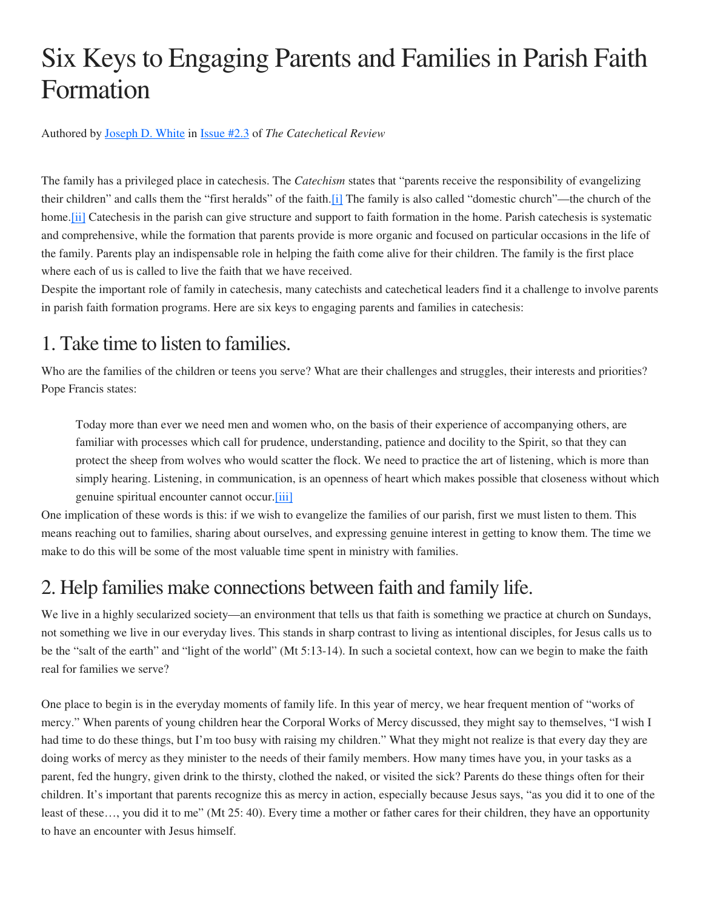# Six Keys to Engaging Parents and Families in Parish Faith Formation

Authored by Joseph D. White in Issue #2.3 of *The Catechetical Review*

The family has a privileged place in catechesis. The *Catechism* states that "parents receive the responsibility of evangelizing their children" and calls them the "first heralds" of the faith.[i] The family is also called "domestic church"—the church of the home.[ii] Catechesis in the parish can give structure and support to faith formation in the home. Parish catechesis is systematic and comprehensive, while the formation that parents provide is more organic and focused on particular occasions in the life of the family. Parents play an indispensable role in helping the faith come alive for their children. The family is the first place where each of us is called to live the faith that we have received.

Despite the important role of family in catechesis, many catechists and catechetical leaders find it a challenge to involve parents in parish faith formation programs. Here are six keys to engaging parents and families in catechesis:

## 1. Take time to listen to families.

Who are the families of the children or teens you serve? What are their challenges and struggles, their interests and priorities? Pope Francis states:

> Today more than ever we need men and women who, on the basis of their experience of accompanying others, are familiar with processes which call for prudence, understanding, patience and docility to the Spirit, so that they can protect the sheep from wolves who would scatter the flock. We need to practice the art of listening, which is more than simply hearing. Listening, in communication, is an openness of heart which makes possible that closeness without which genuine spiritual encounter cannot occur.[iii]

One implication of these words is this: if we wish to evangelize the families of our parish, first we must listen to them. This means reaching out to families, sharing about ourselves, and expressing genuine interest in getting to know them. The time we make to do this will be some of the most valuable time spent in ministry with families.

## 2. Help families make connections between faith and family life.

We live in a highly secularized society—an environment that tells us that faith is something we practice at church on Sundays, not something we live in our everyday lives. This stands in sharp contrast to living as intentional disciples, for Jesus calls us to be the "salt of the earth" and "light of the world" (Mt 5:13-14). In such a societal context, how can we begin to make the faith real for families we serve?

One place to begin is in the everyday moments of family life. In this year of mercy, we hear frequent mention of "works of mercy." When parents of young children hear the Corporal Works of Mercy discussed, they might say to themselves, "I wish I had time to do these things, but I'm too busy with raising my children." What they might not realize is that every day they are doing works of mercy as they minister to the needs of their family members. How many times have you, in your tasks as a parent, fed the hungry, given drink to the thirsty, clothed the naked, or visited the sick? Parents do these things often for their children. It's important that parents recognize this as mercy in action, especially because Jesus says, "as you did it to one of the least of these…, you did it to me" (Mt 25: 40). Every time a mother or father cares for their children, they have an opportunity to have an encounter with Jesus himself.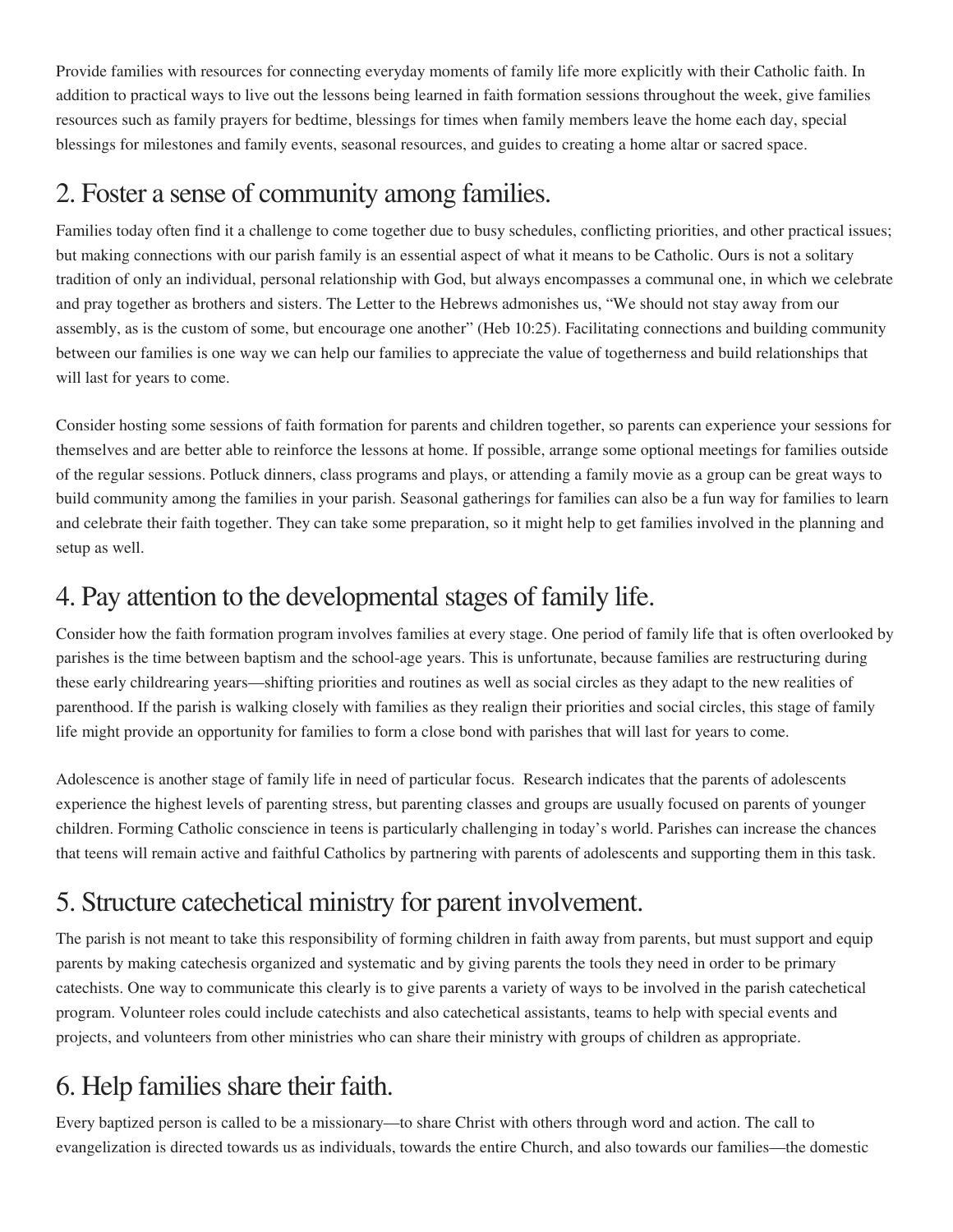Provide families with resources for connecting everyday moments of family life more explicitly with their Catholic faith. In addition to practical ways to live out the lessons being learned in faith formation sessions throughout the week, give families resources such as family prayers for bedtime, blessings for times when family members leave the home each day, special blessings for milestones and family events, seasonal resources, and guides to creating a home altar or sacred space.

## 2. Foster a sense of community among families.

Families today often find it a challenge to come together due to busy schedules, conflicting priorities, and other practical issues; but making connections with our parish family is an essential aspect of what it means to be Catholic. Ours is not a solitary tradition of only an individual, personal relationship with God, but always encompasses a communal one, in which we celebrate and pray together as brothers and sisters. The Letter to the Hebrews admonishes us, "We should not stay away from our assembly, as is the custom of some, but encourage one another" (Heb 10:25). Facilitating connections and building community between our families is one way we can help our families to appreciate the value of togetherness and build relationships that will last for years to come.

Consider hosting some sessions of faith formation for parents and children together, so parents can experience your sessions for themselves and are better able to reinforce the lessons at home. If possible, arrange some optional meetings for families outside of the regular sessions. Potluck dinners, class programs and plays, or attending a family movie as a group can be great ways to build community among the families in your parish. Seasonal gatherings for families can also be a fun way for families to learn and celebrate their faith together. They can take some preparation, so it might help to get families involved in the planning and setup as well.

## 4. Pay attention to the developmental stages of family life.

Consider how the faith formation program involves families at every stage. One period of family life that is often overlooked by parishes is the time between baptism and the school-age years. This is unfortunate, because families are restructuring during these early childrearing years—shifting priorities and routines as well as social circles as they adapt to the new realities of parenthood. If the parish is walking closely with families as they realign their priorities and social circles, this stage of family life might provide an opportunity for families to form a close bond with parishes that will last for years to come.

Adolescence is another stage of family life in need of particular focus. Research indicates that the parents of adolescents experience the highest levels of parenting stress, but parenting classes and groups are usually focused on parents of younger children. Forming Catholic conscience in teens is particularly challenging in today's world. Parishes can increase the chances that teens will remain active and faithful Catholics by partnering with parents of adolescents and supporting them in this task.

## 5. Structure catechetical ministry for parent involvement.

The parish is not meant to take this responsibility of forming children in faith away from parents, but must support and equip parents by making catechesis organized and systematic and by giving parents the tools they need in order to be primary catechists. One way to communicate this clearly is to give parents a variety of ways to be involved in the parish catechetical program. Volunteer roles could include catechists and also catechetical assistants, teams to help with special events and projects, and volunteers from other ministries who can share their ministry with groups of children as appropriate.

## 6. Help families share their faith.

Every baptized person is called to be a missionary—to share Christ with others through word and action. The call to evangelization is directed towards us as individuals, towards the entire Church, and also towards our families—the domestic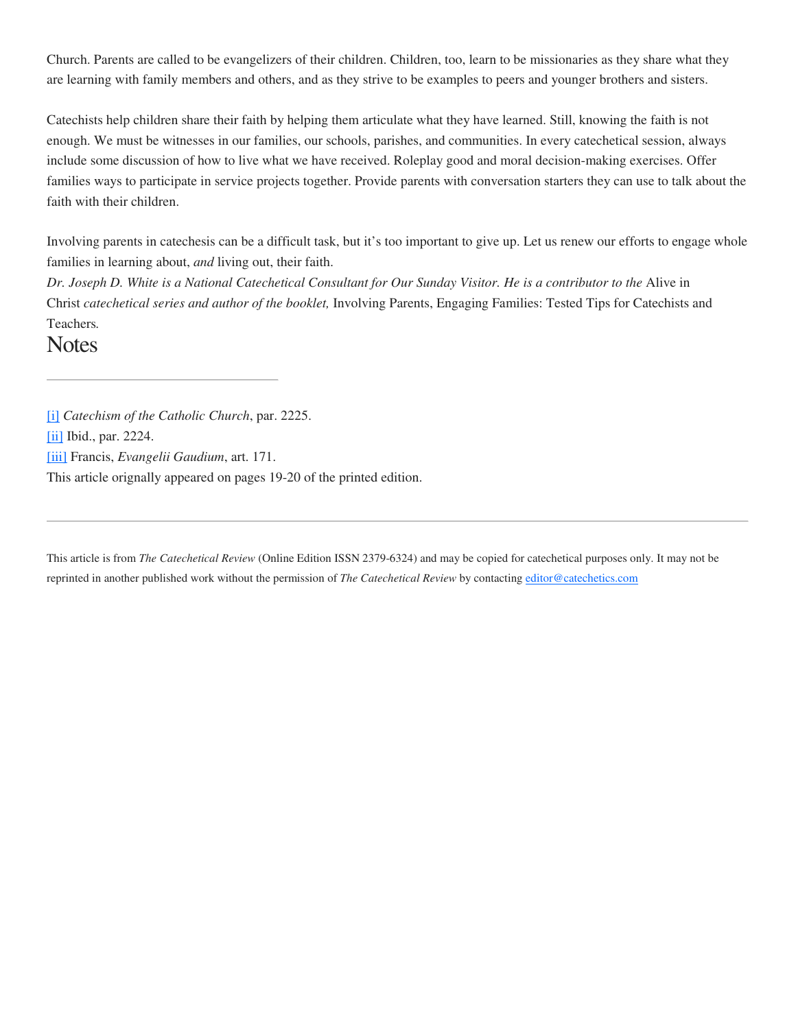Church. Parents are called to be evangelizers of their children. Children, too, learn to be missionaries as they share what they are learning with family members and others, and as they strive to be examples to peers and younger brothers and sisters.

Catechists help children share their faith by helping them articulate what they have learned. Still, knowing the faith is not enough. We must be witnesses in our families, our schools, parishes, and communities. In every catechetical session, always include some discussion of how to live what we have received. Roleplay good and moral decision-making exercises. Offer families ways to participate in service projects together. Provide parents with conversation starters they can use to talk about the faith with their children.

Involving parents in catechesis can be a difficult task, but it's too important to give up. Let us renew our efforts to engage whole families in learning about, *and* living out, their faith.

*Dr. Joseph D. White is a National Catechetical Consultant for Our Sunday Visitor. He is a contributor to the* Alive in Christ *catechetical series and author of the booklet,* Involving Parents, Engaging Families: Tested Tips for Catechists and Teachers*.*

# Notes

---

[i] *Catechism of the Catholic Church*, par. 2225.

[ii] Ibid., par. 2224.

[iii] Francis, *Evangelii Gaudium*, art. 171.

This article orignally appeared on pages 19-20 of the printed edition.

---

This article is from *The Catechetical Review* (Online Edition ISSN 2379-6324) and may be copied for catechetical purposes only. It may not be reprinted in another published work without the permission of *The Catechetical Review* by contacting editor@catechetics.com